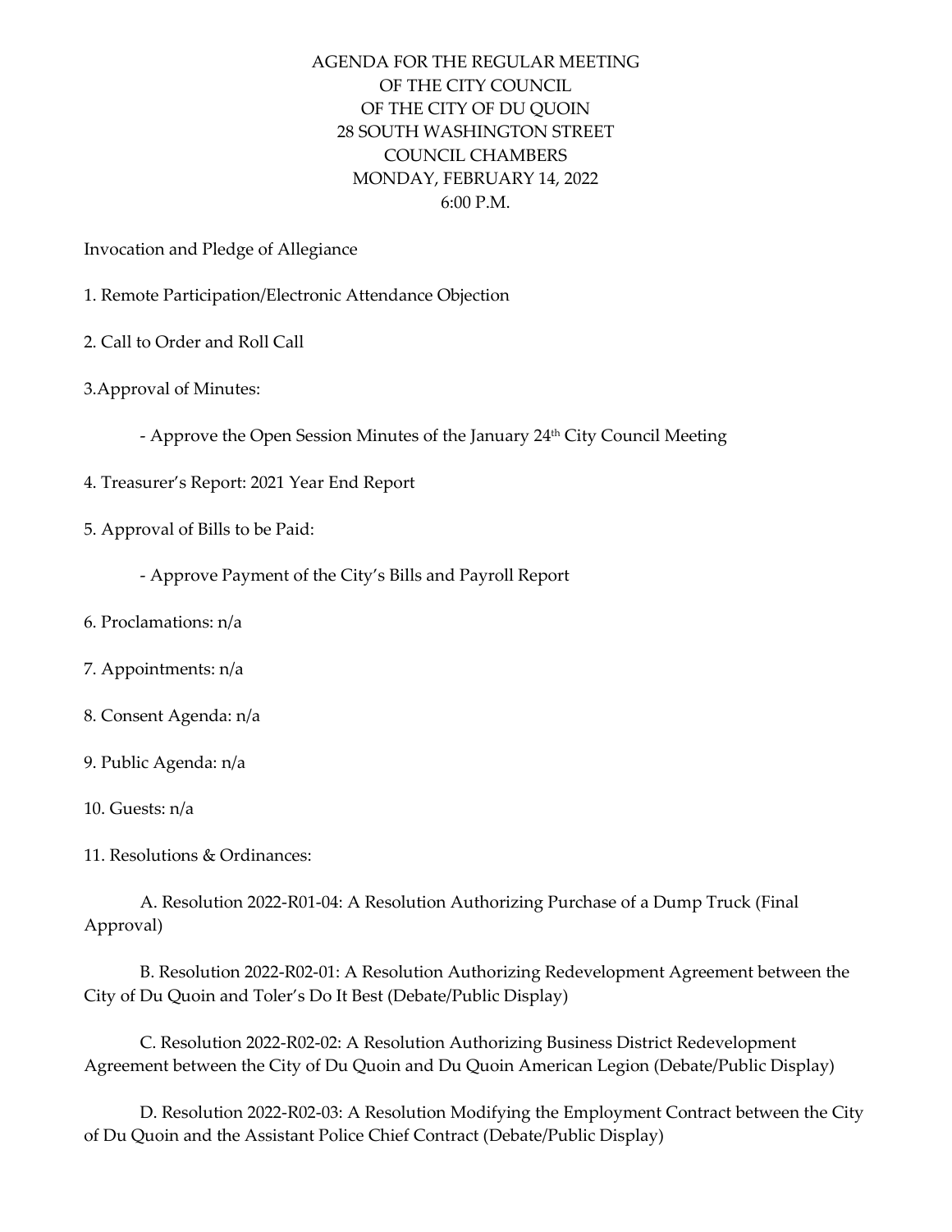# AGENDA FOR THE REGULAR MEETING
# OF THE CITY COUNCIL
# OF THE CITY OF DU QUOIN
# 28 SOUTH WASHINGTON STREET
# COUNCIL CHAMBERS
# MONDAY, FEBRUARY 14, 2022
# 6:00 P.M.

Invocation and Pledge of Allegiance

1. Remote Participation/Electronic Attendance Objection

2. Call to Order and Roll Call

3.Approval of Minutes:

    - Approve the Open Session Minutes of the January 24th City Council Meeting

4. Treasurer's Report: 2021 Year End Report

5. Approval of Bills to be Paid:

    - Approve Payment of the City's Bills and Payroll Report

6. Proclamations: n/a

7. Appointments: n/a

8. Consent Agenda: n/a

9. Public Agenda: n/a

10. Guests: n/a

11. Resolutions & Ordinances:

    A. Resolution 2022-R01-04: A Resolution Authorizing Purchase of a Dump Truck (Final Approval)

    B. Resolution 2022-R02-01: A Resolution Authorizing Redevelopment Agreement between the City of Du Quoin and Toler's Do It Best (Debate/Public Display)

    C. Resolution 2022-R02-02: A Resolution Authorizing Business District Redevelopment Agreement between the City of Du Quoin and Du Quoin American Legion (Debate/Public Display)

    D. Resolution 2022-R02-03: A Resolution Modifying the Employment Contract between the City of Du Quoin and the Assistant Police Chief Contract (Debate/Public Display)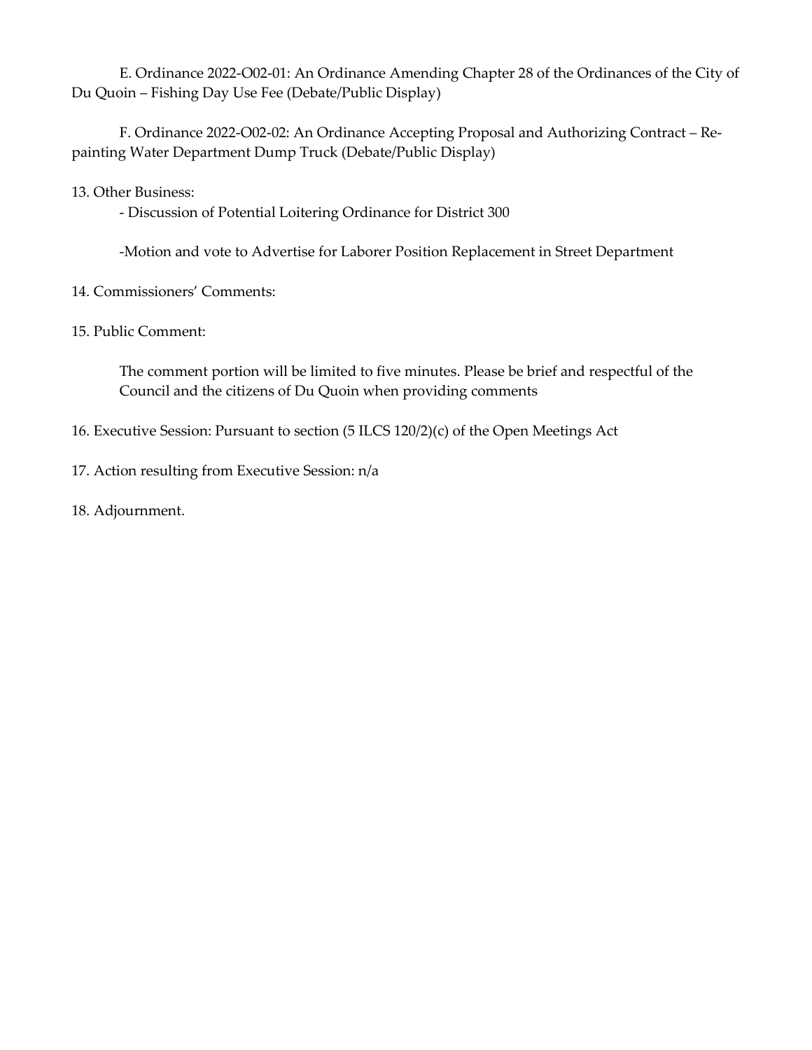E. Ordinance 2022-O02-01: An Ordinance Amending Chapter 28 of the Ordinances of the City of Du Quoin – Fishing Day Use Fee (Debate/Public Display)

F. Ordinance 2022-O02-02: An Ordinance Accepting Proposal and Authorizing Contract – Re-painting Water Department Dump Truck (Debate/Public Display)

13. Other Business:

- Discussion of Potential Loitering Ordinance for District 300

-Motion and vote to Advertise for Laborer Position Replacement in Street Department

14. Commissioners' Comments:

15. Public Comment:

The comment portion will be limited to five minutes. Please be brief and respectful of the Council and the citizens of Du Quoin when providing comments

16. Executive Session: Pursuant to section (5 ILCS 120/2)(c) of the Open Meetings Act

17. Action resulting from Executive Session: n/a

18. Adjournment.